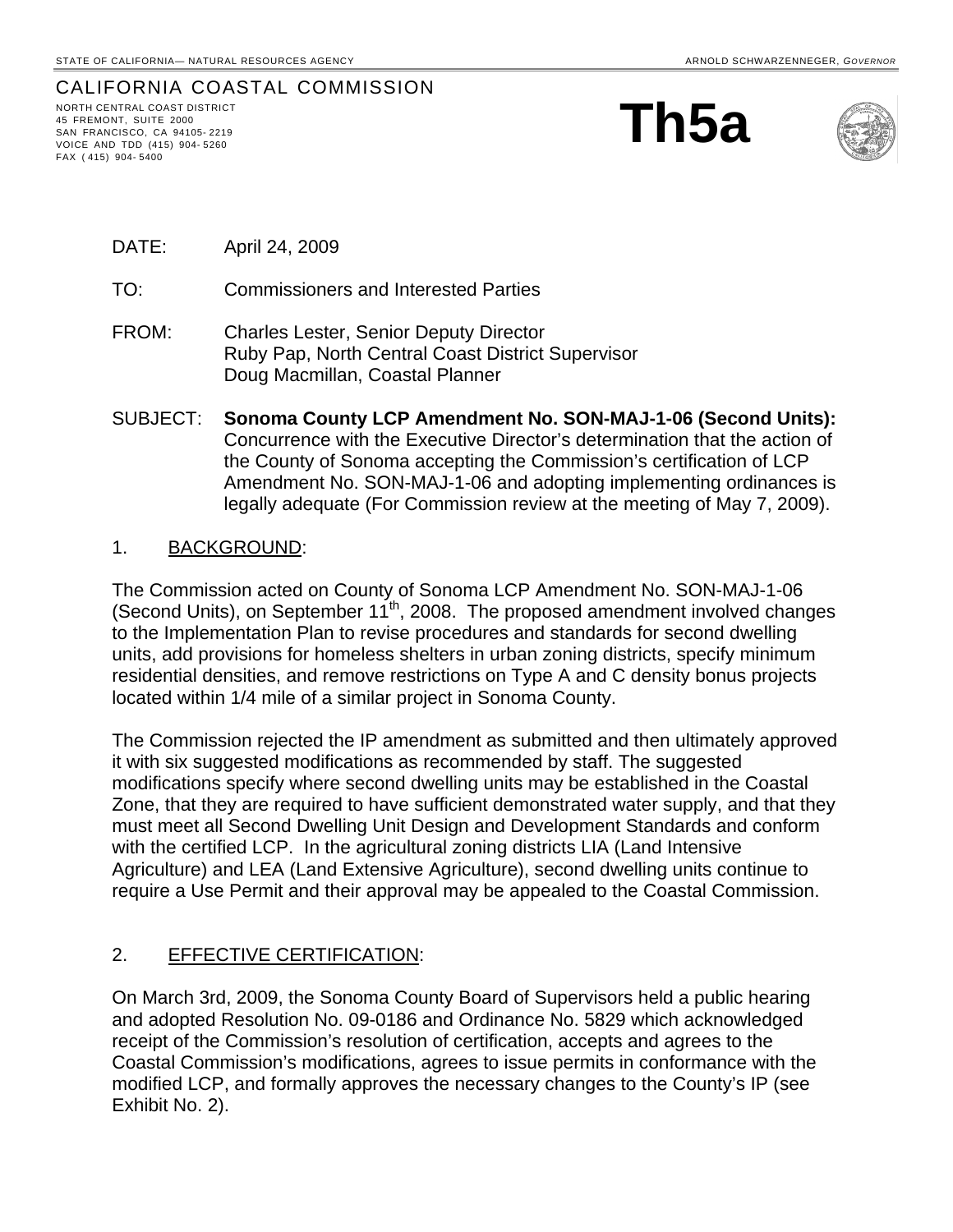STATE OF CALIFORNIA— NATURAL RESOURCES AGENCY ARNOLD SCHWARZENNEGER, *GOVERNOR*

CALIFORNIA COASTAL COMMISSION

NORTH CENTRAL COAST DISTRICT
45 FREMONT, SUITE 2000
SAN FRANCISCO, CA 94105-2219
VOICE AND TDD (415) 904-5260
FAX (415) 904-5400

# Th5a

DATE: April 24, 2009

TO: Commissioners and Interested Parties

FROM: Charles Lester, Senior Deputy Director
Ruby Pap, North Central Coast District Supervisor
Doug Macmillan, Coastal Planner

SUBJECT: **Sonoma County LCP Amendment No. SON-MAJ-1-06 (Second Units):** Concurrence with the Executive Director's determination that the action of the County of Sonoma accepting the Commission's certification of LCP Amendment No. SON-MAJ-1-06 and adopting implementing ordinances is legally adequate (For Commission review at the meeting of May 7, 2009).

## 1. BACKGROUND:

The Commission acted on County of Sonoma LCP Amendment No. SON-MAJ-1-06 (Second Units), on September 11th, 2008. The proposed amendment involved changes to the Implementation Plan to revise procedures and standards for second dwelling units, add provisions for homeless shelters in urban zoning districts, specify minimum residential densities, and remove restrictions on Type A and C density bonus projects located within 1/4 mile of a similar project in Sonoma County.

The Commission rejected the IP amendment as submitted and then ultimately approved it with six suggested modifications as recommended by staff. The suggested modifications specify where second dwelling units may be established in the Coastal Zone, that they are required to have sufficient demonstrated water supply, and that they must meet all Second Dwelling Unit Design and Development Standards and conform with the certified LCP. In the agricultural zoning districts LIA (Land Intensive Agriculture) and LEA (Land Extensive Agriculture), second dwelling units continue to require a Use Permit and their approval may be appealed to the Coastal Commission.

## 2. EFFECTIVE CERTIFICATION:

On March 3rd, 2009, the Sonoma County Board of Supervisors held a public hearing and adopted Resolution No. 09-0186 and Ordinance No. 5829 which acknowledged receipt of the Commission's resolution of certification, accepts and agrees to the Coastal Commission's modifications, agrees to issue permits in conformance with the modified LCP, and formally approves the necessary changes to the County's IP (see Exhibit No. 2).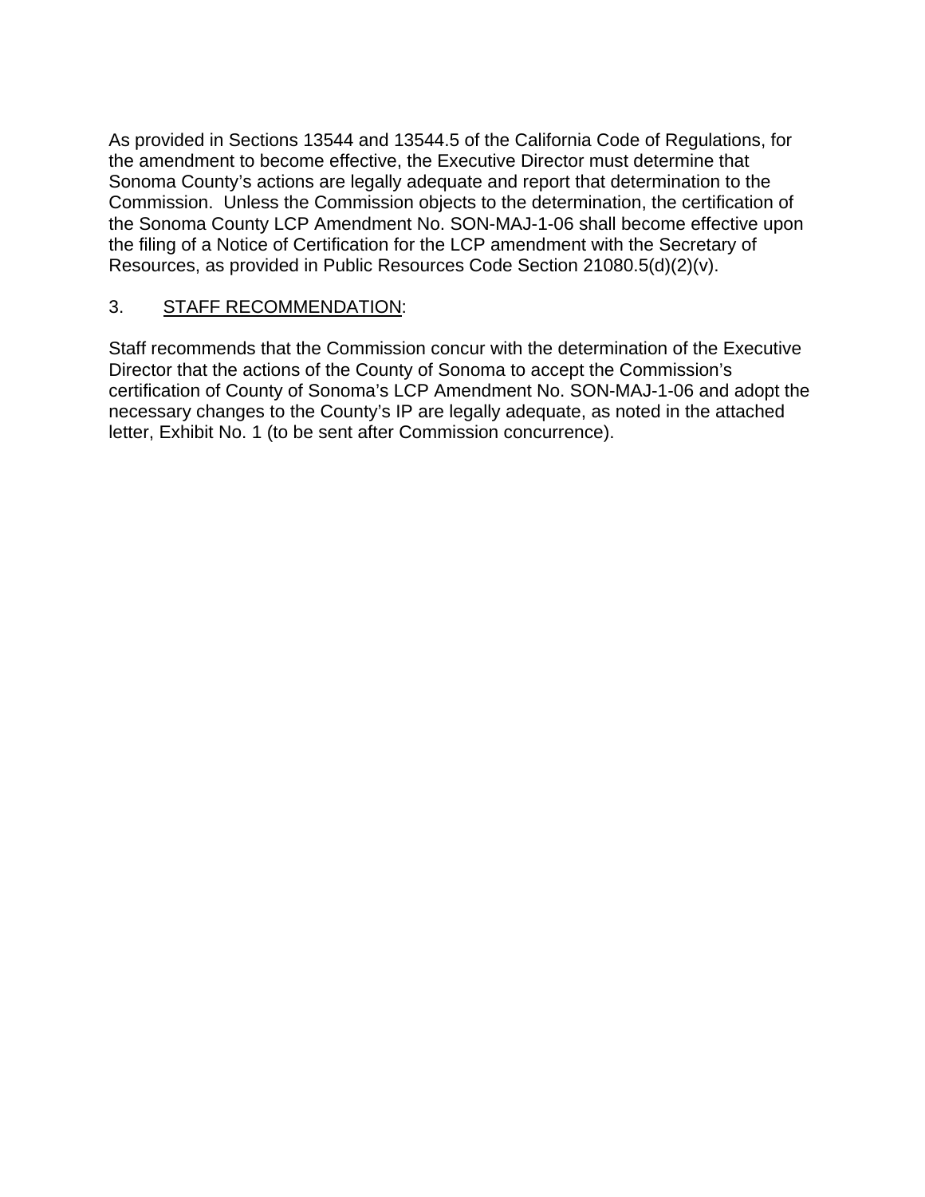As provided in Sections 13544 and 13544.5 of the California Code of Regulations, for the amendment to become effective, the Executive Director must determine that Sonoma County's actions are legally adequate and report that determination to the Commission. Unless the Commission objects to the determination, the certification of the Sonoma County LCP Amendment No. SON-MAJ-1-06 shall become effective upon the filing of a Notice of Certification for the LCP amendment with the Secretary of Resources, as provided in Public Resources Code Section 21080.5(d)(2)(v).

3. STAFF RECOMMENDATION:

Staff recommends that the Commission concur with the determination of the Executive Director that the actions of the County of Sonoma to accept the Commission's certification of County of Sonoma's LCP Amendment No. SON-MAJ-1-06 and adopt the necessary changes to the County's IP are legally adequate, as noted in the attached letter, Exhibit No. 1 (to be sent after Commission concurrence).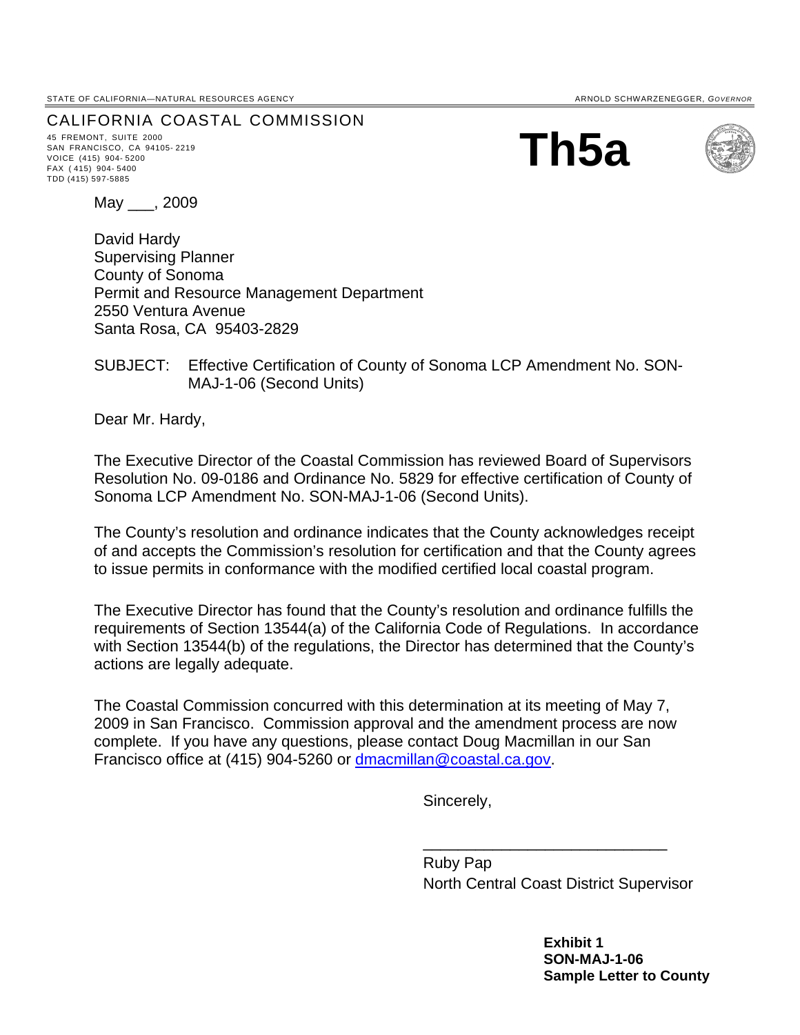STATE OF CALIFORNIA—NATURAL RESOURCES AGENCY

ARNOLD SCHWARZENEGGER, *GOVERNOR*

CALIFORNIA COASTAL COMMISSION

45 FREMONT, SUITE 2000
SAN FRANCISCO, CA 94105-2219
VOICE (415) 904-5200
FAX (415) 904-5400
TDD (415) 597-5885

# Th5a

May ___, 2009

David Hardy
Supervising Planner
County of Sonoma
Permit and Resource Management Department
2550 Ventura Avenue
Santa Rosa, CA 95403-2829

SUBJECT: Effective Certification of County of Sonoma LCP Amendment No. SON-MAJ-1-06 (Second Units)

Dear Mr. Hardy,

The Executive Director of the Coastal Commission has reviewed Board of Supervisors Resolution No. 09-0186 and Ordinance No. 5829 for effective certification of County of Sonoma LCP Amendment No. SON-MAJ-1-06 (Second Units).

The County's resolution and ordinance indicates that the County acknowledges receipt of and accepts the Commission's resolution for certification and that the County agrees to issue permits in conformance with the modified certified local coastal program.

The Executive Director has found that the County's resolution and ordinance fulfills the requirements of Section 13544(a) of the California Code of Regulations. In accordance with Section 13544(b) of the regulations, the Director has determined that the County's actions are legally adequate.

The Coastal Commission concurred with this determination at its meeting of May 7, 2009 in San Francisco. Commission approval and the amendment process are now complete. If you have any questions, please contact Doug Macmillan in our San Francisco office at (415) 904-5260 or dmacmillan@coastal.ca.gov.

Sincerely,

____________________________
Ruby Pap
North Central Coast District Supervisor

**Exhibit 1**
**SON-MAJ-1-06**
**Sample Letter to County**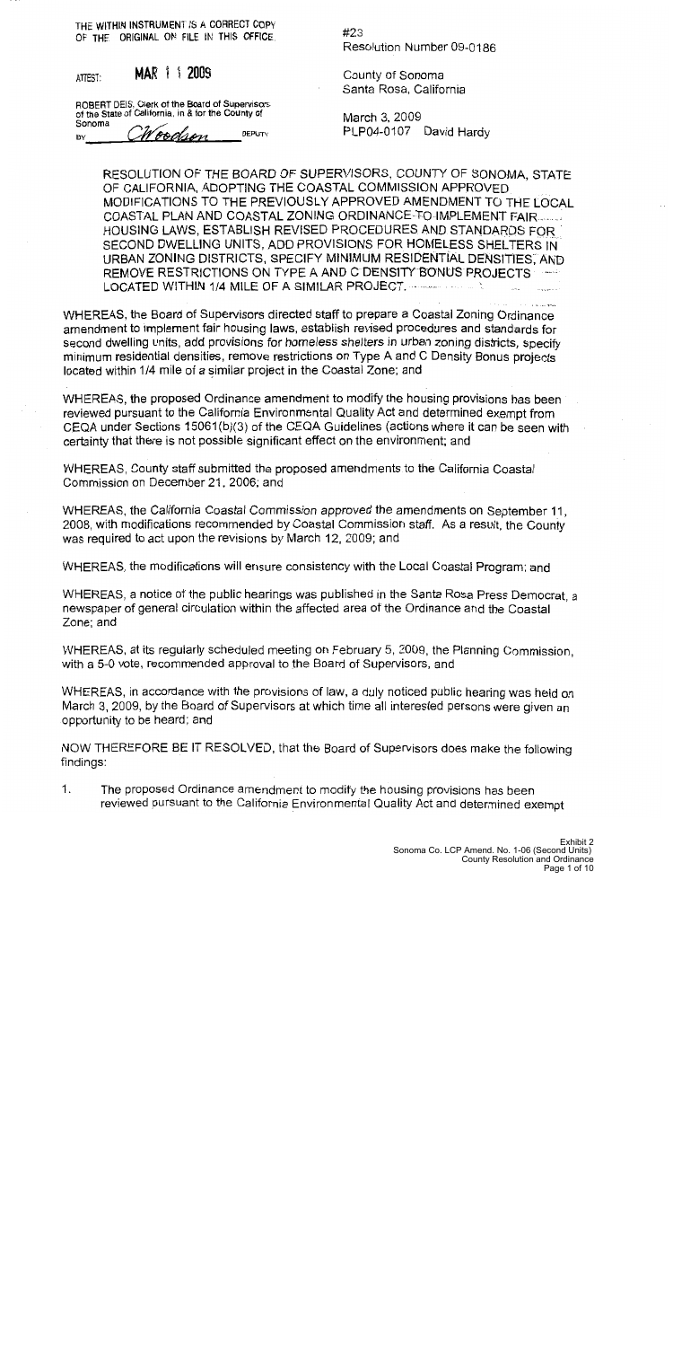THE WITHIN INSTRUMENT IS A CORRECT COPY OF THE ORIGINAL ON FILE IN THIS OFFICE.

ATTEST: MAR 1 1 2009

ROBERT DEIS, Clerk of the Board of Supervisors of the State of California, in & for the County of Sonoma

BY *CWoodson* DEPUTY

#23
Resolution Number 09-0186

County of Sonoma
Santa Rosa, California

March 3, 2009
PLP04-0107 David Hardy

RESOLUTION OF THE BOARD OF SUPERVISORS, COUNTY OF SONOMA, STATE OF CALIFORNIA, ADOPTING THE COASTAL COMMISSION APPROVED MODIFICATIONS TO THE PREVIOUSLY APPROVED AMENDMENT TO THE LOCAL COASTAL PLAN AND COASTAL ZONING ORDINANCE TO IMPLEMENT FAIR HOUSING LAWS, ESTABLISH REVISED PROCEDURES AND STANDARDS FOR SECOND DWELLING UNITS, ADD PROVISIONS FOR HOMELESS SHELTERS IN URBAN ZONING DISTRICTS, SPECIFY MINIMUM RESIDENTIAL DENSITIES, AND REMOVE RESTRICTIONS ON TYPE A AND C DENSITY BONUS PROJECTS LOCATED WITHIN 1/4 MILE OF A SIMILAR PROJECT.

WHEREAS, the Board of Supervisors directed staff to prepare a Coastal Zoning Ordinance amendment to implement fair housing laws, establish revised procedures and standards for second dwelling units, add provisions for homeless shelters in urban zoning districts, specify minimum residential densities, remove restrictions on Type A and C Density Bonus projects located within 1/4 mile of a similar project in the Coastal Zone; and

WHEREAS, the proposed Ordinance amendment to modify the housing provisions has been reviewed pursuant to the California Environmental Quality Act and determined exempt from CEQA under Sections 15061(b)(3) of the CEQA Guidelines (actions where it can be seen with certainty that there is not possible significant effect on the environment; and

WHEREAS, County staff submitted the proposed amendments to the California Coastal Commission on December 21, 2006; and

WHEREAS, the California Coastal Commission approved the amendments on September 11, 2008, with modifications recommended by Coastal Commission staff. As a result, the County was required to act upon the revisions by March 12, 2009; and

WHEREAS, the modifications will ensure consistency with the Local Coastal Program; and

WHEREAS, a notice of the public hearings was published in the Santa Rosa Press Democrat, a newspaper of general circulation within the affected area of the Ordinance and the Coastal Zone; and

WHEREAS, at its regularly scheduled meeting on February 5, 2009, the Planning Commission, with a 5-0 vote, recommended approval to the Board of Supervisors, and

WHEREAS, in accordance with the provisions of law, a duly noticed public hearing was held on March 3, 2009, by the Board of Supervisors at which time all interested persons were given an opportunity to be heard; and

NOW THEREFORE BE IT RESOLVED, that the Board of Supervisors does make the following findings:

1. The proposed Ordinance amendment to modify the housing provisions has been reviewed pursuant to the California Environmental Quality Act and determined exempt

Exhibit 2
Sonoma Co. LCP Amend. No. 1-06 (Second Units)
County Resolution and Ordinance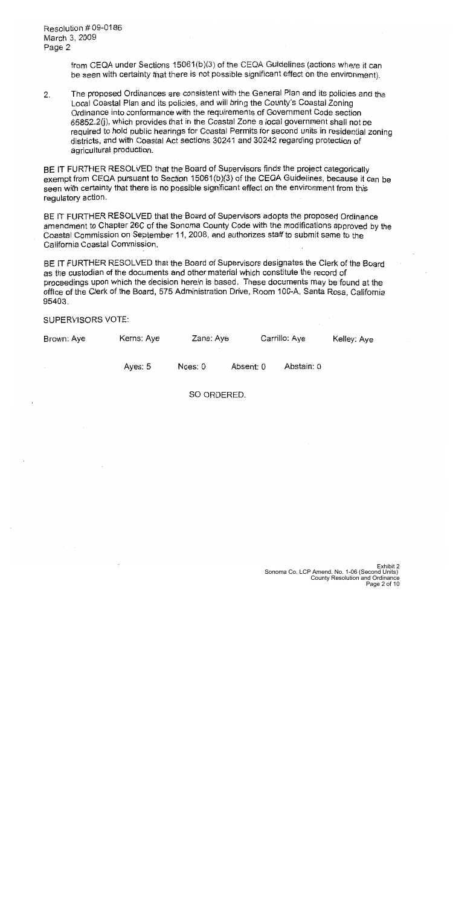from CEQA under Sections 15061(b)(3) of the CEQA Guidelines (actions where it can be seen with certainty that there is not possible significant effect on the environment).

2. The proposed Ordinances are consistent with the General Plan and its policies and the Local Coastal Plan and its policies, and will bring the County's Coastal Zoning Ordinance into conformance with the requirements of Government Code section 65852.2(j), which provides that in the Coastal Zone a local government shall not be required to hold public hearings for Coastal Permits for second units in residential zoning districts, and with Coastal Act sections 30241 and 30242 regarding protection of agricultural production.

BE IT FURTHER RESOLVED that the Board of Supervisors finds the project categorically exempt from CEQA pursuant to Section 15061(b)(3) of the CEQA Guidelines, because it can be seen with certainty that there is no possible significant effect on the environment from this regulatory action.

BE IT FURTHER RESOLVED that the Board of Supervisors adopts the proposed Ordinance amendment to Chapter 26C of the Sonoma County Code with the modifications approved by the Coastal Commission on September 11, 2008, and authorizes staff to submit same to the California Coastal Commission.

BE IT FURTHER RESOLVED that the Board of Supervisors designates the Clerk of the Board as the custodian of the documents and other material which constitute the record of proceedings upon which the decision herein is based. These documents may be found at the office of the Clerk of the Board, 575 Administration Drive, Room 100-A, Santa Rosa, California 95403.

SUPERVISORS VOTE:

| Brown: Aye | Kerns: Aye | Zane: Aye | Carrillo: Aye | Kelley: Aye |
|---|---|---|---|---|
| | Ayes: 5 | Noes: 0 | Absent: 0 | Abstain: 0 |

SO ORDERED.

Exhibit 2
Sonoma Co. LCP Amend. No. 1-06 (Second Units)
County Resolution and Ordinance
Page 2 of 10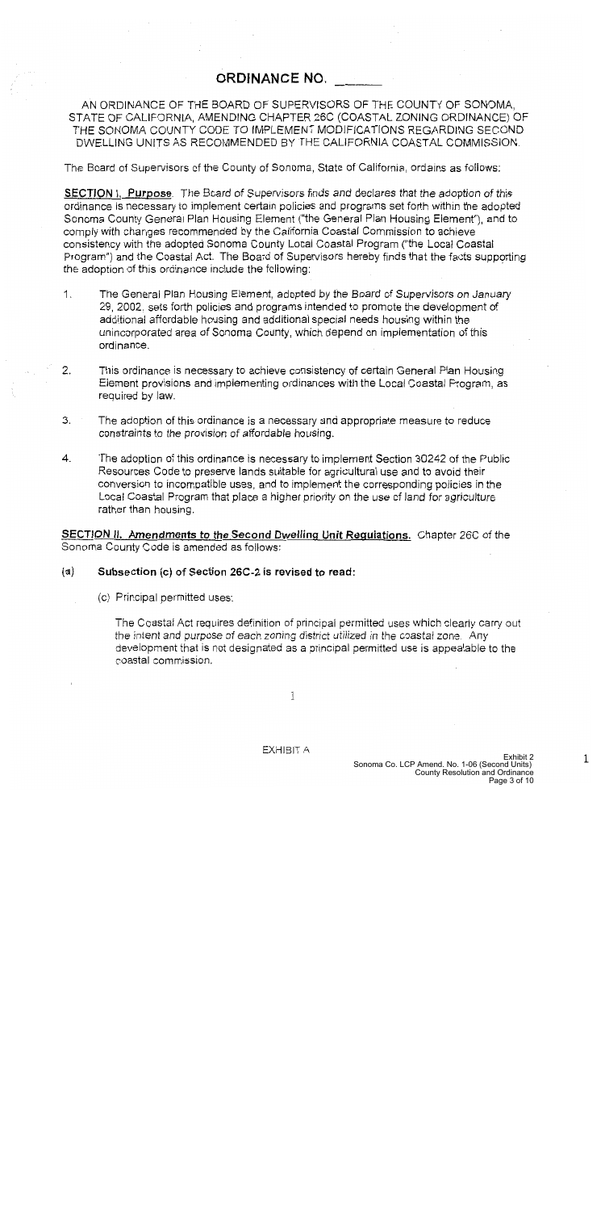# ORDINANCE NO. ______

AN ORDINANCE OF THE BOARD OF SUPERVISORS OF THE COUNTY OF SONOMA, STATE OF CALIFORNIA, AMENDING CHAPTER 26C (COASTAL ZONING ORDINANCE) OF THE SONOMA COUNTY CODE TO IMPLEMENT MODIFICATIONS REGARDING SECOND DWELLING UNITS AS RECOMMENDED BY THE CALIFORNIA COASTAL COMMISSION.

The Board of Supervisors of the County of Sonoma, State of California, ordains as follows:

**SECTION I. Purpose**. The Board of Supervisors finds and declares that the adoption of this ordinance is necessary to implement certain policies and programs set forth within the adopted Sonoma County General Plan Housing Element ("the General Plan Housing Element"), and to comply with changes recommended by the California Coastal Commission to achieve consistency with the adopted Sonoma County Local Coastal Program ("the Local Coastal Program") and the Coastal Act. The Board of Supervisors hereby finds that the facts supporting the adoption of this ordinance include the following:

1. The General Plan Housing Element, adopted by the Board of Supervisors on January 29, 2002, sets forth policies and programs intended to promote the development of additional affordable housing and additional special needs housing within the unincorporated area of Sonoma County, which depend on implementation of this ordinance.

2. This ordinance is necessary to achieve consistency of certain General Plan Housing Element provisions and implementing ordinances with the Local Coastal Program, as required by law.

3. The adoption of this ordinance is a necessary and appropriate measure to reduce constraints to the provision of affordable housing.

4. The adoption of this ordinance is necessary to implement Section 30242 of the Public Resources Code to preserve lands suitable for agricultural use and to avoid their conversion to incompatible uses, and to implement the corresponding policies in the Local Coastal Program that place a higher priority on the use of land for agriculture rather than housing.

**SECTION II. Amendments to the Second Dwelling Unit Regulations.** Chapter 26C of the Sonoma County Code is amended as follows:

(a) **Subsection (c) of Section 26C-2 is revised to read:**

(c) Principal permitted uses:

The Coastal Act requires definition of principal permitted uses which clearly carry out the intent and purpose of each zoning district utilized in the coastal zone. Any development that is not designated as a principal permitted use is appealable to the coastal commission.

EXHIBIT A

Exhibit 2
Sonoma Co. LCP Amend. No. 1-06 (Second Units)
County Resolution and Ordinance
Page 3 of 10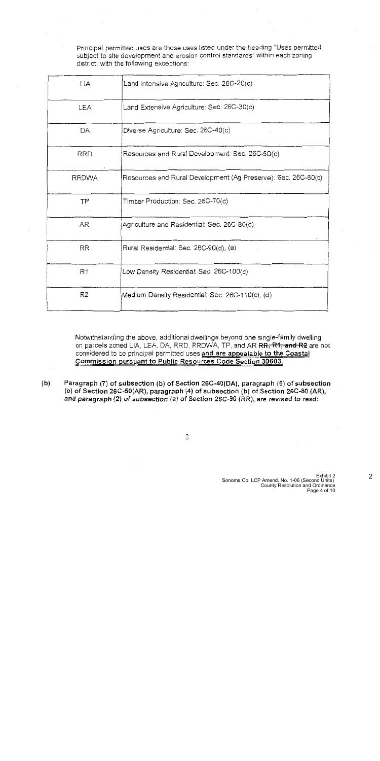Principal permitted uses are those uses listed under the heading "Uses permitted subject to site development and erosion control standards" within each zoning district, with the following exceptions:

| | |
|---|---|
| LIA | Land Intensive Agriculture: Sec. 26C-20(c) |
| LEA | Land Extensive Agriculture: Sec. 26C-30(c) |
| DA | Diverse Agriculture: Sec. 26C-40(c) |
| RRD | Resources and Rural Development: Sec. 26C-50(c) |
| RRDWA | Resources and Rural Development (Ag Preserve): Sec. 26C-60(c) |
| TP | Timber Production: Sec. 26C-70(c) |
| AR | Agriculture and Residential: Sec. 26C-80(c) |
| RR | Rural Residential: Sec. 26C-90(d), (e) |
| R1 | Low Density Residential: Sec. 26C-100(c) |
| R2 | Medium Density Residential: Sec. 26C-110(c), (d) |

Notwithstanding the above, additional dwellings beyond one single-family dwelling on parcels zoned LIA, LEA, DA, RRD, RRDWA, TP, and AR ~~RR, R1, and R2~~ are not considered to be principal permitted uses **and are appealable to the Coastal Commission pursuant to Public Resources Code Section 30603.**

**(b) Paragraph (7) of subsection (b) of Section 26C-40(DA), paragraph (6) of subsection (b) of Section 26C-50(AR), paragraph (4) of subsection (b) of Section 26C-80 (AR), and paragraph (2) of subsection (a) of Section 26C-90 (RR), are revised to read:**

Exhibit 2
Sonoma Co. LCP Amend. No. 1-06 (Second Units)
County Resolution and Ordinance
Page 4 of 10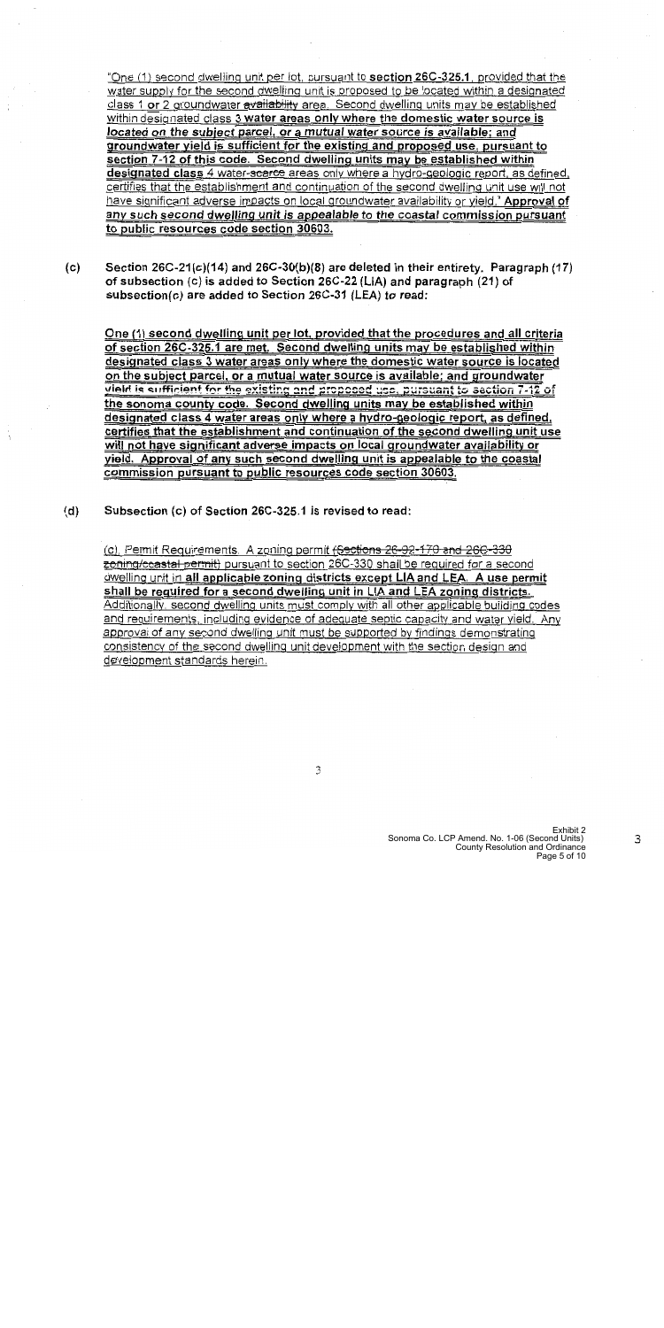"One (1) second dwelling unit per lot, pursuant to **section 26C-325.1**, provided that the water supply for the second dwelling unit is proposed to be located within a designated class 1 **or** 2 groundwater ~~availability~~ area. Second dwelling units may be established within designated class **3 water areas only where the domestic water source is *located on the subject parcel, or a mutual water source is available*; and groundwater yield is sufficient for the existing and proposed use, pursuant to section 7-12 of this code. Second dwelling units may be established within designated class** 4 water-~~scarce~~ areas only where a hydro-geologic report, as defined, certifies that the establishment and continuation of the second dwelling unit use will not have significant adverse impacts on local groundwater availability or yield." **Approval of any such second dwelling unit is appealable to the coastal commission pursuant to public resources code section 30603.**

(c) **Section 26C-21(c)(14) and 26C-30(b)(8) are deleted in their entirety. Paragraph (17) of subsection (c) is added to Section 26C-22 (LIA) and paragraph (21) of subsection(c) are added to Section 26C-31 (LEA) to read:**

**One (1) second dwelling unit per lot, provided that the procedures and all criteria of section 26C-325.1 are met. Second dwelling units may be established within designated class 3 water areas only where the domestic water source is located on the subject parcel, or a mutual water source is available; and groundwater yield is sufficient for the existing and proposed use, pursuant to section 7-12 of the sonoma county code. Second dwelling units may be established within designated class 4 water areas only where a hydro-geologic report, as defined, certifies that the establishment and continuation of the second dwelling unit use will not have significant adverse impacts on local groundwater availability or yield. Approval of any such second dwelling unit is appealable to the coastal commission pursuant to public resources code section 30603.**

(d) **Subsection (c) of Section 26C-325.1 is revised to read:**

(c) Permit Requirements. A zoning permit ~~(Sections 26-92-170 and 26C-330 zoning/coastal permit)~~ pursuant to section 26C-330 shall be required for a second dwelling unit in **all applicable zoning districts except LIA and LEA. A use permit shall be required for a second dwelling unit in LIA and LEA zoning districts.** Additionally, second dwelling units must comply with all other applicable building codes and requirements, including evidence of adequate septic capacity and water yield. Any approval of any second dwelling unit must be supported by findings demonstrating consistency of the second dwelling unit development with the section design and development standards herein.

Exhibit 2
Sonoma Co. LCP Amend. No. 1-06 (Second Units)
County Resolution and Ordinance
Page 5 of 10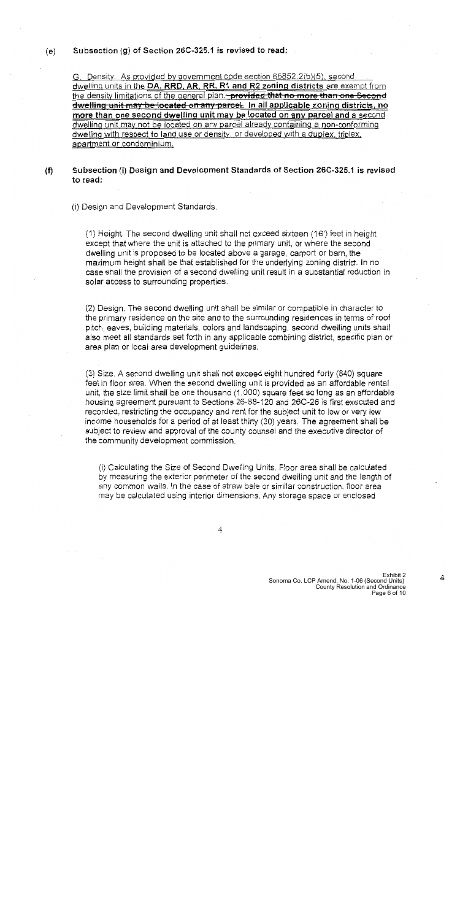(e) **Subsection (g) of Section 26C-325.1 is revised to read:**

G. Density. As provided by government code section 65852.2(b)(5), second dwelling units in the **DA, RRD, AR, RR, R1 and R2 zoning districts** are exempt from the density limitations of the general plan. ~~**provided that no more than one Second dwelling unit may be located on any parcel**~~. **In all applicable zoning districts, no more than one second dwelling unit may be located on any parcel and** a second dwelling unit may not be located on any parcel already containing a non-conforming dwelling with respect to land use or density, or developed with a duplex, triplex, apartment or condominium.

(f) **Subsection (i) Design and Development Standards of Section 26C-325.1 is revised to read:**

(i) Design and Development Standards.

(1) Height. The second dwelling unit shall not exceed sixteen (16') feet in height except that where the unit is attached to the primary unit, or where the second dwelling unit is proposed to be located above a garage, carport or barn, the maximum height shall be that established for the underlying zoning district. In no case shall the provision of a second dwelling unit result in a substantial reduction in solar access to surrounding properties.

(2) Design. The second dwelling unit shall be similar or compatible in character to the primary residence on the site and to the surrounding residences in terms of roof pitch, eaves, building materials, colors and landscaping. second dwelling units shall also meet all standards set forth in any applicable combining district, specific plan or area plan or local area development guidelines.

(3) Size. A second dwelling unit shall not exceed eight hundred forty (840) square feet in floor area. When the second dwelling unit is provided as an affordable rental unit, the size limit shall be one thousand (1,000) square feet so long as an affordable housing agreement pursuant to Sections 26-88-120 and 26C-26 is first executed and recorded, restricting the occupancy and rent for the subject unit to low or very low income households for a period of at least thirty (30) years. The agreement shall be subject to review and approval of the county counsel and the executive director of the community development commission.

(i) Calculating the Size of Second Dwelling Units. Floor area shall be calculated by measuring the exterior perimeter of the second dwelling unit and the length of any common walls. In the case of straw bale or similar construction, floor area may be calculated using interior dimensions. Any storage space or enclosed

Exhibit 2
Sonoma Co. LCP Amend. No. 1-06 (Second Units)
County Resolution and Ordinance
Page 6 of 10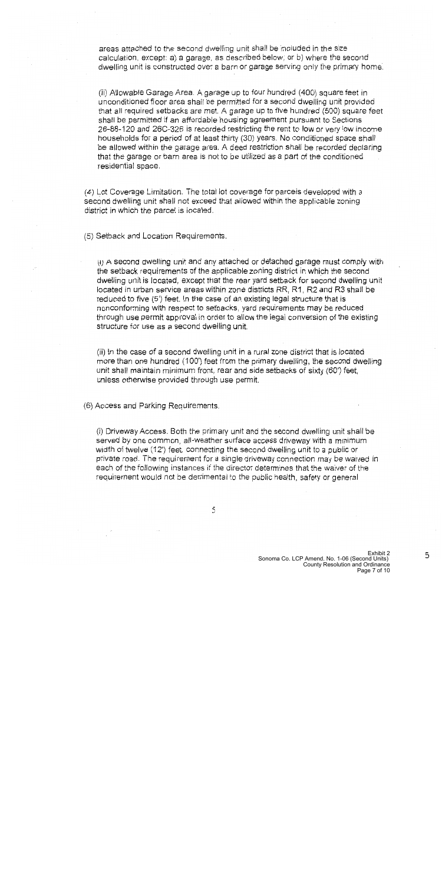areas attached to the second dwelling unit shall be included in the size calculation, except: a) a garage, as described below, or b) where the second dwelling unit is constructed over a barn or garage serving only the primary home.

(ii) Allowable Garage Area. A garage up to four hundred (400) square feet in unconditioned floor area shall be permitted for a second dwelling unit provided that all required setbacks are met. A garage up to five hundred (500) square feet shall be permitted if an affordable housing agreement pursuant to Sections 26-88-120 and 26C-326 is recorded restricting the rent to low or very low income households for a period of at least thirty (30) years. No conditioned space shall be allowed within the garage area. A deed restriction shall be recorded declaring that the garage or barn area is not to be utilized as a part of the conditioned residential space.

(4) Lot Coverage Limitation. The total lot coverage for parcels developed with a second dwelling unit shall not exceed that allowed within the applicable zoning district in which the parcel is located.

(5) Setback and Location Requirements.

(i) A second dwelling unit and any attached or detached garage must comply with the setback requirements of the applicable zoning district in which the second dwelling unit is located, except that the rear yard setback for second dwelling unit located in urban service areas within zone districts RR, R1, R2 and R3 shall be reduced to five (5') feet. In the case of an existing legal structure that is nonconforming with respect to setbacks, yard requirements may be reduced through use permit approval in order to allow the legal conversion of the existing structure for use as a second dwelling unit.

(ii) In the case of a second dwelling unit in a rural zone district that is located more than one hundred (100') feet from the primary dwelling, the second dwelling unit shall maintain minimum front, rear and side setbacks of sixty (60') feet, unless otherwise provided through use permit.

(6) Access and Parking Requirements.

(i) Driveway Access. Both the primary unit and the second dwelling unit shall be served by one common, all-weather surface access driveway with a minimum width of twelve (12') feet, connecting the second dwelling unit to a public or private road. The requirement for a single driveway connection may be waived in each of the following instances if the director determines that the waiver of the requirement would not be detrimental to the public health, safety or general

Exhibit 2
Sonoma Co. LCP Amend. No. 1-06 (Second Units)
County Resolution and Ordinance
Page 7 of 10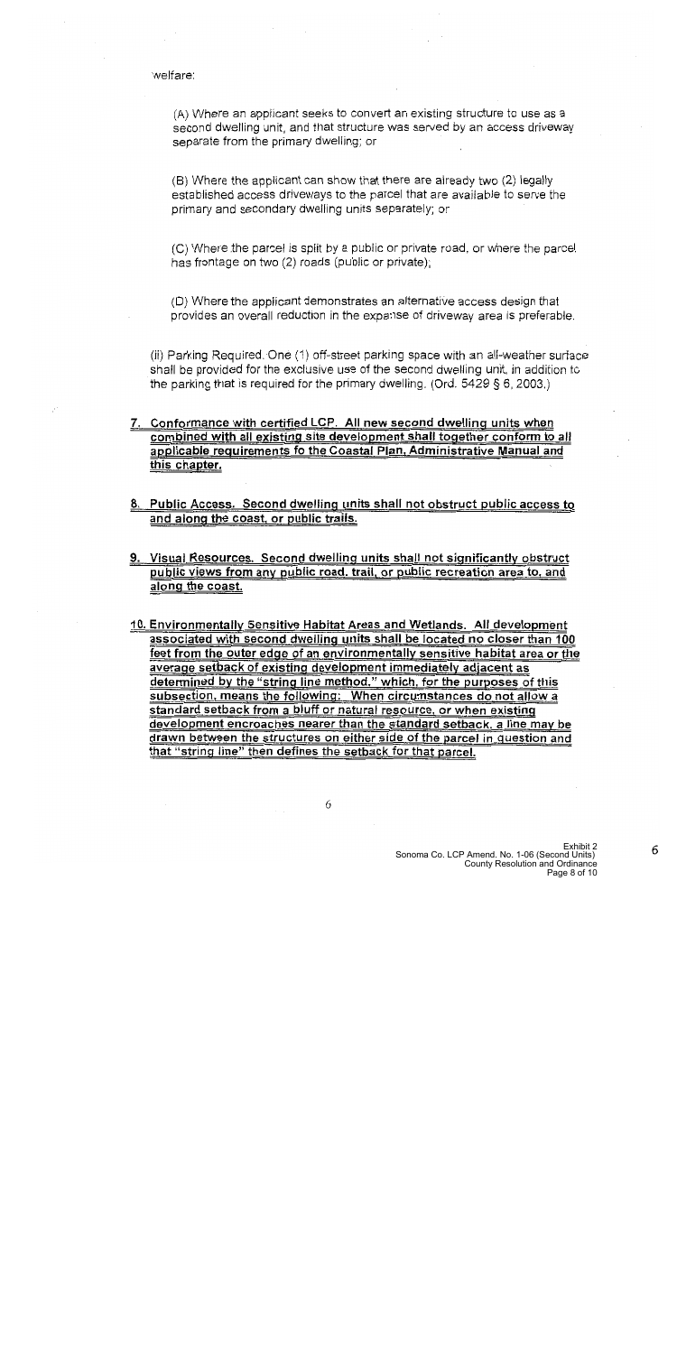welfare:

(A) Where an applicant seeks to convert an existing structure to use as a second dwelling unit, and that structure was served by an access driveway separate from the primary dwelling; or

(B) Where the applicant can show that there are already two (2) legally established access driveways to the parcel that are available to serve the primary and secondary dwelling units separately; or

(C) Where the parcel is split by a public or private road, or where the parcel has frontage on two (2) roads (public or private);

(D) Where the applicant demonstrates an alternative access design that provides an overall reduction in the expanse of driveway area is preferable.

(ii) Parking Required. One (1) off-street parking space with an all-weather surface shall be provided for the exclusive use of the second dwelling unit, in addition to the parking that is required for the primary dwelling. (Ord. 5429 § 6, 2003.)

7. Conformance with certified LCP. All new second dwelling units when combined with all existing site development shall together conform to all applicable requirements fo the Coastal Plan, Administrative Manual and this chapter.

8. Public Access. Second dwelling units shall not obstruct public access to and along the coast, or public trails.

9. Visual Resources. Second dwelling units shall not significantly obstruct public views from any public road, trail, or public recreation area to, and along the coast.

10. Environmentally Sensitive Habitat Areas and Wetlands. All development associated with second dwelling units shall be located no closer than 100 feet from the outer edge of an environmentally sensitive habitat area or the average setback of existing development immediately adjacent as determined by the "string line method," which, for the purposes of this subsection, means the following: When circumstances do not allow a standard setback from a bluff or natural resource, or when existing development encroaches nearer than the standard setback, a line may be drawn between the structures on either side of the parcel in question and that "string line" then defines the setback for that parcel.

Exhibit 2
Sonoma Co. LCP Amend. No. 1-06 (Second Units)
County Resolution and Ordinance
Page 8 of 10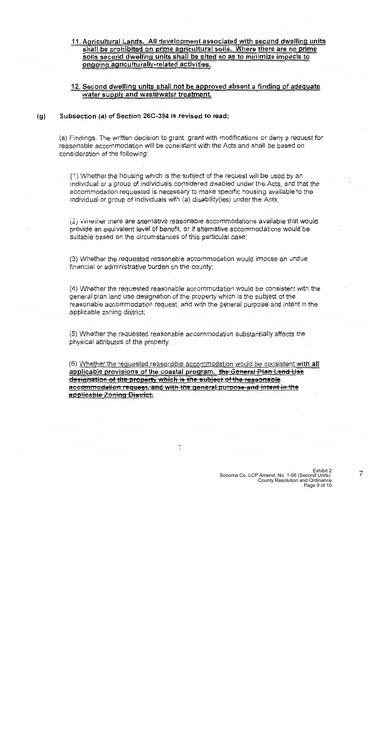11. Agricultural Lands. All development associated with second dwelling units shall be prohibited on prime agricultural soils. Where there are no prime soils second dwelling units shall be sited so as to minimize impacts to ongoing agriculturally-related activities.

12. Second dwelling units shall not be approved absent a finding of adequate water supply and wastewater treatment.

**(g) Subsection (a) of Section 26C-394 is revised to read:**

(a) Findings. The written decision to grant, grant with modifications or deny a request for reasonable accommodation will be consistent with the Acts and shall be based on consideration of the following:

(1) Whether the housing which is the subject of the request will be used by an individual or a group of individuals considered disabled under the Acts, and that the accommodation requested is necessary to make specific housing available to the individual or group of individuals with (a) disability(ies) under the Acts;

(2) Whether there are alternative reasonable accommodations available that would provide an equivalent level of benefit, or if alternative accommodations would be suitable based on the circumstances of this particular case;

(3) Whether the requested reasonable accommodation would impose an undue financial or administrative burden on the county;

(4) Whether the requested reasonable accommodation would be consistent with the general plan land use designation of the property which is the subject of the reasonable accommodation request, and with the general purpose and intent in the applicable zoning district;

(5) Whether the requested reasonable accommodation substantially affects the physical attributes of the property.

(6) Whether the requested reasonable accommodation would be consistent **with all applicable provisions of the coastal program.** ~~the General Plan Land Use designation of the property which is the subject of the reasonable accommodation request, and with the general purpose and intent in the applicable Zoning District.~~

Exhibit 2
Sonoma Co. LCP Amend. No. 1-06 (Second Units)
County Resolution and Ordinance
Page 9 of 10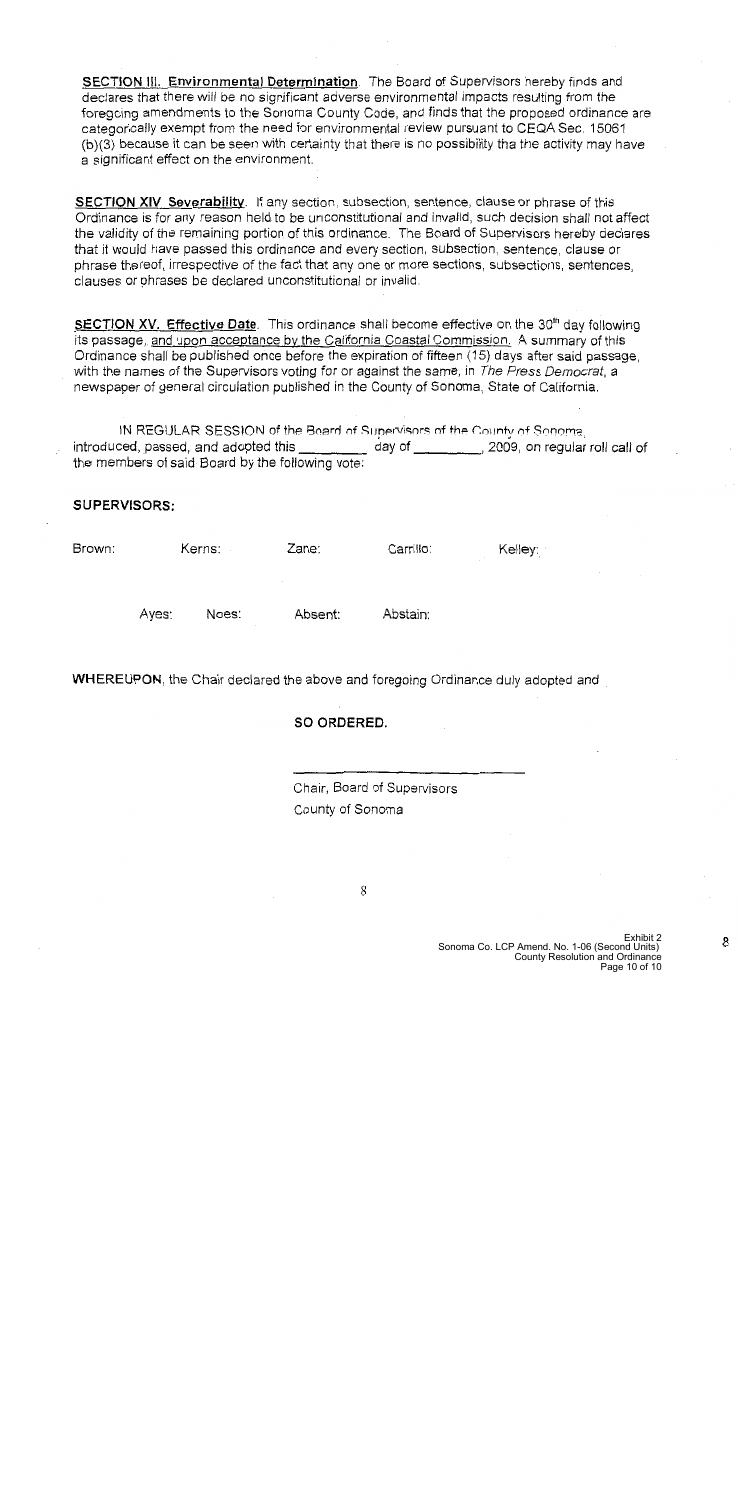**SECTION III. Environmental Determination**. The Board of Supervisors hereby finds and declares that there will be no significant adverse environmental impacts resulting from the foregoing amendments to the Sonoma County Code, and finds that the proposed ordinance are categorically exempt from the need for environmental review pursuant to CEQA Sec. 15061 (b)(3) because it can be seen with certainty that there is no possibility that the activity may have a significant effect on the environment.

**SECTION XIV Severability**. If any section, subsection, sentence, clause or phrase of this Ordinance is for any reason held to be unconstitutional and invalid, such decision shall not affect the validity of the remaining portion of this ordinance. The Board of Supervisors hereby declares that it would have passed this ordinance and every section, subsection, sentence, clause or phrase thereof, irrespective of the fact that any one or more sections, subsections, sentences, clauses or phrases be declared unconstitutional or invalid.

**SECTION XV. Effective Date**. This ordinance shall become effective on the 30th day following its passage, and upon acceptance by the California Coastal Commission. A summary of this Ordinance shall be published once before the expiration of fifteen (15) days after said passage, with the names of the Supervisors voting for or against the same, in *The Press Democrat*, a newspaper of general circulation published in the County of Sonoma, State of California.

IN REGULAR SESSION of the Board of Supervisors of the County of Sonoma, introduced, passed, and adopted this ________ day of ________, 2009, on regular roll call of the members of said Board by the following vote:

**SUPERVISORS:**

Brown: Kerns: Zane: Carrillo: Kelley:

Ayes: Noes: Absent: Abstain:

**WHEREUPON**, the Chair declared the above and foregoing Ordinance duly adopted and

**SO ORDERED.**

______________________________

Chair, Board of Supervisors
County of Sonoma

Exhibit 2
Sonoma Co. LCP Amend. No. 1-06 (Second Units)
County Resolution and Ordinance